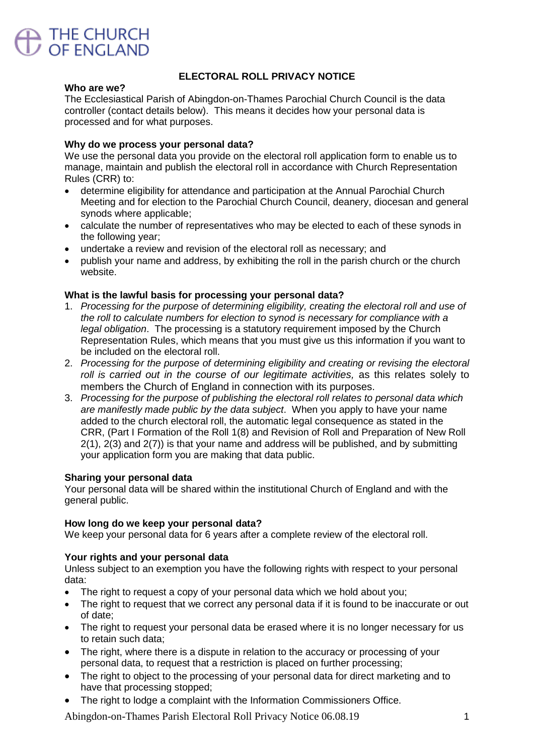THE CHURCH OF ENGLAND

# ELECTORAL ROLL PRIVACY NOTICE

**Who are we?**

The Ecclesiastical Parish of Abingdon-on-Thames Parochial Church Council is the data controller (contact details below). This means it decides how your personal data is processed and for what purposes.

**Why do we process your personal data?**

We use the personal data you provide on the electoral roll application form to enable us to manage, maintain and publish the electoral roll in accordance with Church Representation Rules (CRR) to:

- determine eligibility for attendance and participation at the Annual Parochial Church Meeting and for election to the Parochial Church Council, deanery, diocesan and general synods where applicable;
- calculate the number of representatives who may be elected to each of these synods in the following year;
- undertake a review and revision of the electoral roll as necessary; and
- publish your name and address, by exhibiting the roll in the parish church or the church website.

**What is the lawful basis for processing your personal data?**

1. *Processing for the purpose of determining eligibility, creating the electoral roll and use of the roll to calculate numbers for election to synod is necessary for compliance with a legal obligation*. The processing is a statutory requirement imposed by the Church Representation Rules, which means that you must give us this information if you want to be included on the electoral roll.
2. *Processing for the purpose of determining eligibility and creating or revising the electoral roll is carried out in the course of our legitimate activities,* as this relates solely to members the Church of England in connection with its purposes.
3. *Processing for the purpose of publishing the electoral roll relates to personal data which are manifestly made public by the data subject*. When you apply to have your name added to the church electoral roll, the automatic legal consequence as stated in the CRR, (Part I Formation of the Roll 1(8) and Revision of Roll and Preparation of New Roll 2(1), 2(3) and 2(7)) is that your name and address will be published, and by submitting your application form you are making that data public.

**Sharing your personal data**

Your personal data will be shared within the institutional Church of England and with the general public.

**How long do we keep your personal data?**

We keep your personal data for 6 years after a complete review of the electoral roll.

**Your rights and your personal data**

Unless subject to an exemption you have the following rights with respect to your personal data:

- The right to request a copy of your personal data which we hold about you;
- The right to request that we correct any personal data if it is found to be inaccurate or out of date;
- The right to request your personal data be erased where it is no longer necessary for us to retain such data;
- The right, where there is a dispute in relation to the accuracy or processing of your personal data, to request that a restriction is placed on further processing;
- The right to object to the processing of your personal data for direct marketing and to have that processing stopped;
- The right to lodge a complaint with the Information Commissioners Office.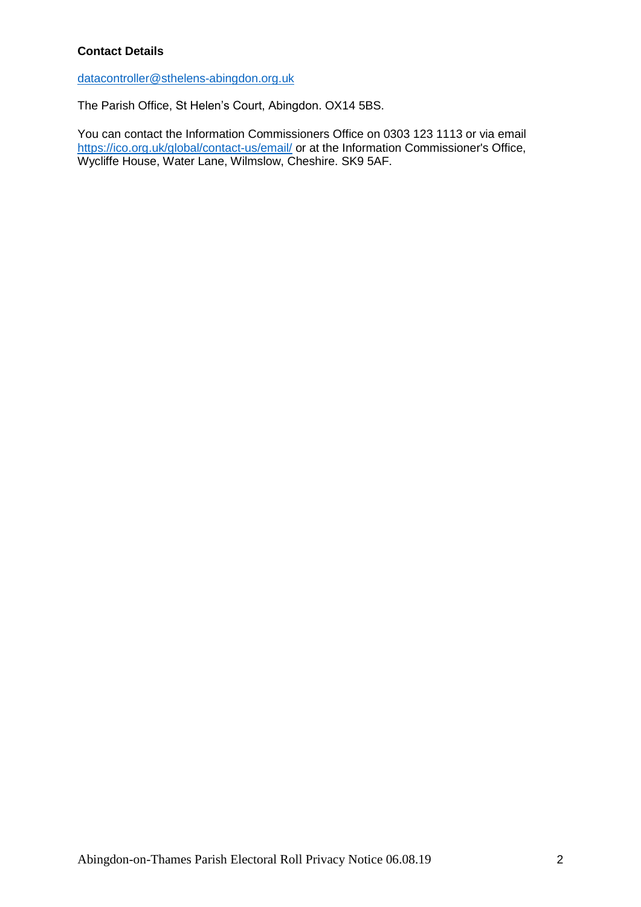**Contact Details**

datacontroller@sthelens-abingdon.org.uk

The Parish Office, St Helen's Court, Abingdon. OX14 5BS.

You can contact the Information Commissioners Office on 0303 123 1113 or via email https://ico.org.uk/global/contact-us/email/ or at the Information Commissioner's Office, Wycliffe House, Water Lane, Wilmslow, Cheshire. SK9 5AF.